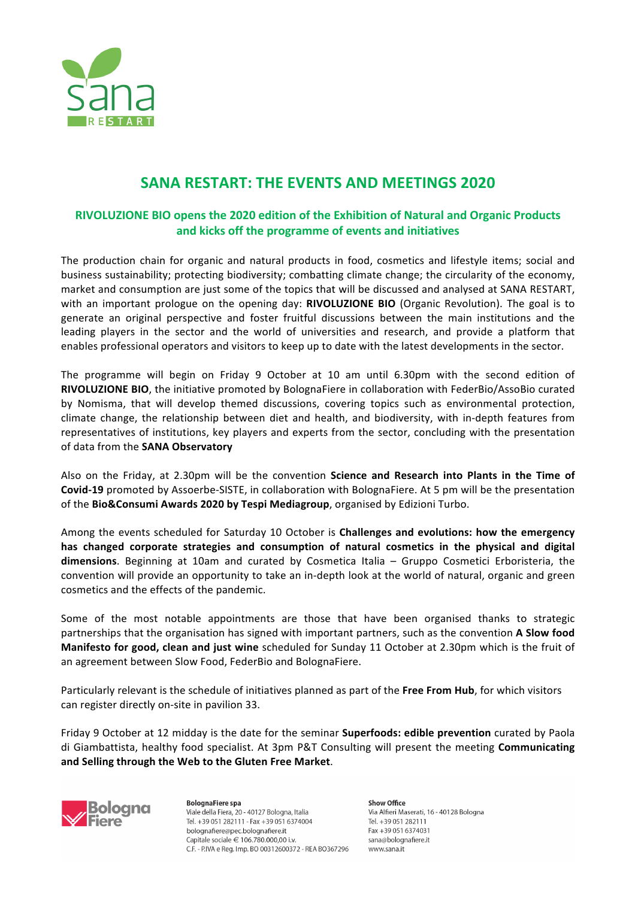# SANA RESTART: THE EVENTS AND MEETINGS 2020

## RIVOLUZIONE BIO opens the 2020 edition of the Exhibition of Natural and Organic Products and kicks off the programme of events and initiatives

The production chain for organic and natural products in food, cosmetics and lifestyle items; social and business sustainability; protecting biodiversity; combatting climate change; the circularity of the economy, market and consumption are just some of the topics that will be discussed and analysed at SANA RESTART, with an important prologue on the opening day: **RIVOLUZIONE BIO** (Organic Revolution). The goal is to generate an original perspective and foster fruitful discussions between the main institutions and the leading players in the sector and the world of universities and research, and provide a platform that enables professional operators and visitors to keep up to date with the latest developments in the sector.

The programme will begin on Friday 9 October at 10 am until 6.30pm with the second edition of **RIVOLUZIONE BIO**, the initiative promoted by BolognaFiere in collaboration with FederBio/AssoBio curated by Nomisma, that will develop themed discussions, covering topics such as environmental protection, climate change, the relationship between diet and health, and biodiversity, with in-depth features from representatives of institutions, key players and experts from the sector, concluding with the presentation of data from the **SANA Observatory**

Also on the Friday, at 2.30pm will be the convention **Science and Research into Plants in the Time of Covid-19** promoted by Assoerbe-SISTE, in collaboration with BolognaFiere. At 5 pm will be the presentation of the **Bio&Consumi Awards 2020 by Tespi Mediagroup**, organised by Edizioni Turbo.

Among the events scheduled for Saturday 10 October is **Challenges and evolutions: how the emergency has changed corporate strategies and consumption of natural cosmetics in the physical and digital dimensions**. Beginning at 10am and curated by Cosmetica Italia – Gruppo Cosmetici Erboristeria, the convention will provide an opportunity to take an in-depth look at the world of natural, organic and green cosmetics and the effects of the pandemic.

Some of the most notable appointments are those that have been organised thanks to strategic partnerships that the organisation has signed with important partners, such as the convention **A Slow food Manifesto for good, clean and just wine** scheduled for Sunday 11 October at 2.30pm which is the fruit of an agreement between Slow Food, FederBio and BolognaFiere.

Particularly relevant is the schedule of initiatives planned as part of the **Free From Hub**, for which visitors can register directly on-site in pavilion 33.

Friday 9 October at 12 midday is the date for the seminar **Superfoods: edible prevention** curated by Paola di Giambattista, healthy food specialist. At 3pm P&T Consulting will present the meeting **Communicating and Selling through the Web to the Gluten Free Market**.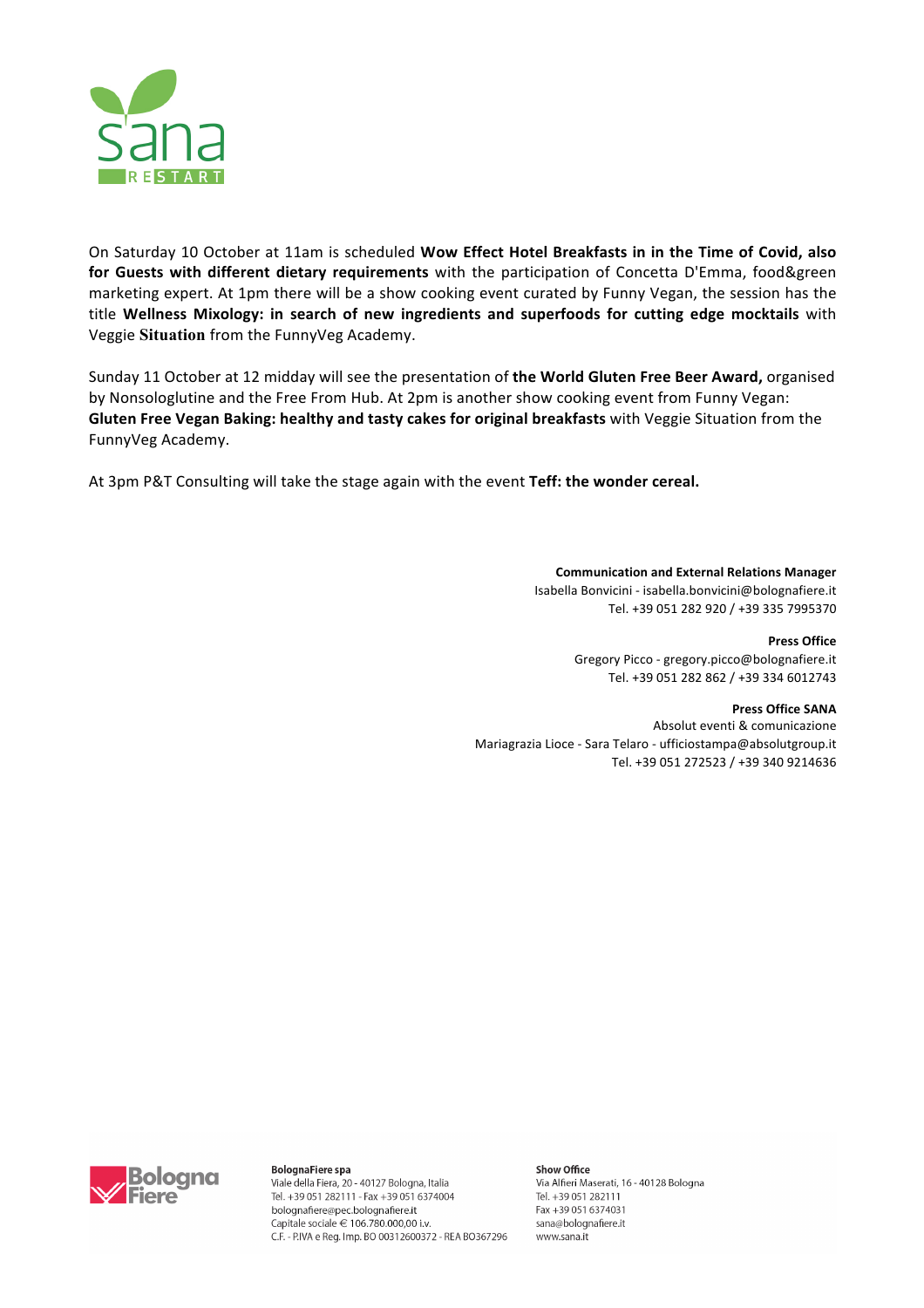On Saturday 10 October at 11am is scheduled **Wow Effect Hotel Breakfasts in in the Time of Covid, also for Guests with different dietary requirements** with the participation of Concetta D'Emma, food&green marketing expert. At 1pm there will be a show cooking event curated by Funny Vegan, the session has the title **Wellness Mixology: in search of new ingredients and superfoods for cutting edge mocktails** with Veggie **Situation** from the FunnyVeg Academy.

Sunday 11 October at 12 midday will see the presentation of **the World Gluten Free Beer Award,** organised by Nonsologlutine and the Free From Hub. At 2pm is another show cooking event from Funny Vegan: **Gluten Free Vegan Baking: healthy and tasty cakes for original breakfasts** with Veggie Situation from the FunnyVeg Academy.

At 3pm P&T Consulting will take the stage again with the event **Teff: the wonder cereal.**

**Communication and External Relations Manager**
Isabella Bonvicini - isabella.bonvicini@bolognafiere.it
Tel. +39 051 282 920 / +39 335 7995370

**Press Office**
Gregory Picco - gregory.picco@bolognafiere.it
Tel. +39 051 282 862 / +39 334 6012743

**Press Office SANA**
Absolut eventi & comunicazione
Mariagrazia Lioce - Sara Telaro - ufficiostampa@absolutgroup.it
Tel. +39 051 272523 / +39 340 9214636

**BolognaFiere spa**
Viale della Fiera, 20 - 40127 Bologna, Italia
Tel. +39 051 282111 - Fax +39 051 6374004
bolognafiere@pec.bolognafiere.it
Capitale sociale € 106.780.000,00 i.v.
C.F. - P.IVA e Reg. Imp. BO 00312600372 - REA BO367296

**Show Office**
Via Alfieri Maserati, 16 - 40128 Bologna
Tel. +39 051 282111
Fax +39 051 6374031
sana@bolognafiere.it
www.sana.it